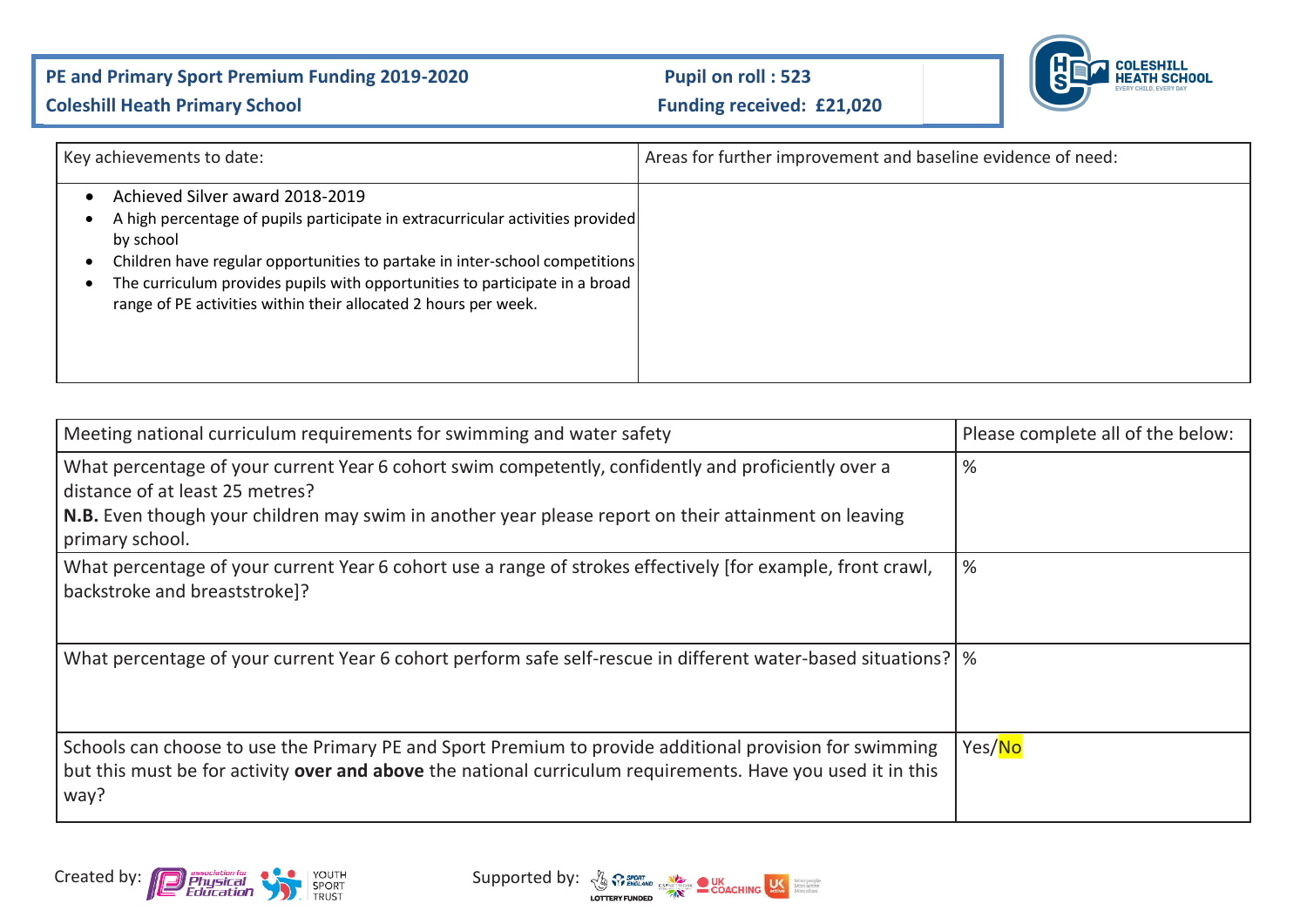**PE and Primary Sport Premium Funding 2019-2020**
**Coleshill Heath Primary School**

**Pupil on roll : 523**
**Funding received: £21,020**

| Key achievements to date: | Areas for further improvement and baseline evidence of need: |
|---|---|
| • Achieved Silver award 2018-2019<br>• A high percentage of pupils participate in extracurricular activities provided by school<br>• Children have regular opportunities to partake in inter-school competitions<br>• The curriculum provides pupils with opportunities to participate in a broad range of PE activities within their allocated 2 hours per week. | |

| Meeting national curriculum requirements for swimming and water safety | Please complete all of the below: |
|---|---|
| What percentage of your current Year 6 cohort swim competently, confidently and proficiently over a distance of at least 25 metres?<br>**N.B.** Even though your children may swim in another year please report on their attainment on leaving primary school. | % |
| What percentage of your current Year 6 cohort use a range of strokes effectively [for example, front crawl, backstroke and breaststroke]? | % |
| What percentage of your current Year 6 cohort perform safe self-rescue in different water-based situations? | % |
| Schools can choose to use the Primary PE and Sport Premium to provide additional provision for swimming but this must be for activity **over and above** the national curriculum requirements. Have you used it in this way? | Yes/No |

Created by: Association for Physical Education, Youth Sport Trust

Supported by: Sport England, CSPNetwork, UK Coaching, UK Active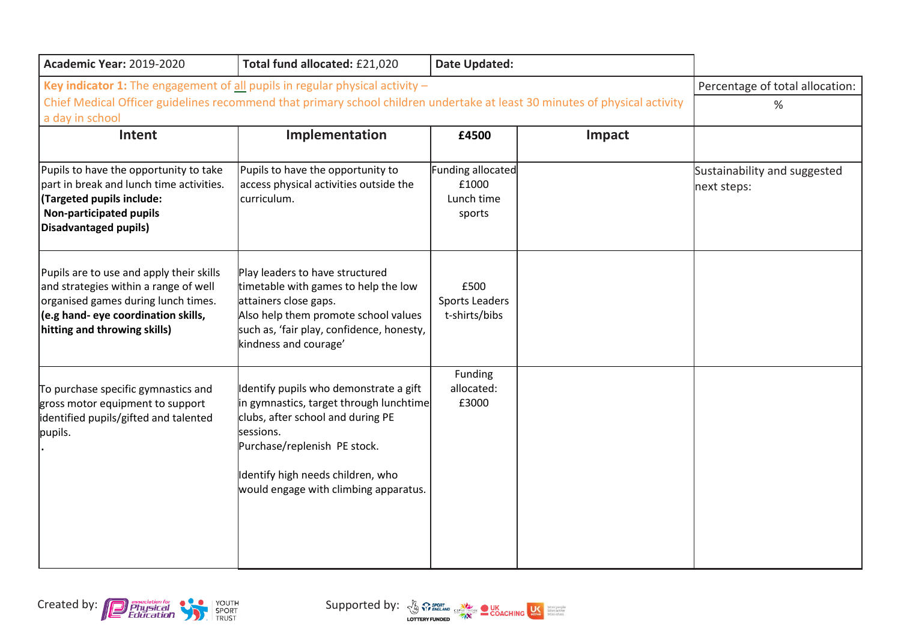| **Academic Year:** 2019-2020 | **Total fund allocated:** £21,020 | **Date Updated:** | | |
|---|---|---|---|---|
| **Key indicator 1:** The engagement of all pupils in regular physical activity – Chief Medical Officer guidelines recommend that primary school children undertake at least 30 minutes of physical activity a day in school | | | | Percentage of total allocation: % |
| **Intent** | **Implementation** | **£4500** | **Impact** | |
| Pupils to have the opportunity to take part in break and lunch time activities. **(Targeted pupils include: Non-participated pupils Disadvantaged pupils)** | Pupils to have the opportunity to access physical activities outside the curriculum. | Funding allocated £1000 Lunch time sports | | Sustainability and suggested next steps: |
| Pupils are to use and apply their skills and strategies within a range of well organised games during lunch times. **(e.g hand- eye coordination skills, hitting and throwing skills)** | Play leaders to have structured timetable with games to help the low attainers close gaps. Also help them promote school values such as, 'fair play, confidence, honesty, kindness and courage' | £500 Sports Leaders t-shirts/bibs | | |
| To purchase specific gymnastics and gross motor equipment to support identified pupils/gifted and talented pupils. . | Identify pupils who demonstrate a gift in gymnastics, target through lunchtime clubs, after school and during PE sessions. Purchase/replenish PE stock. Identify high needs children, who would engage with climbing apparatus. | Funding allocated: £3000 | | |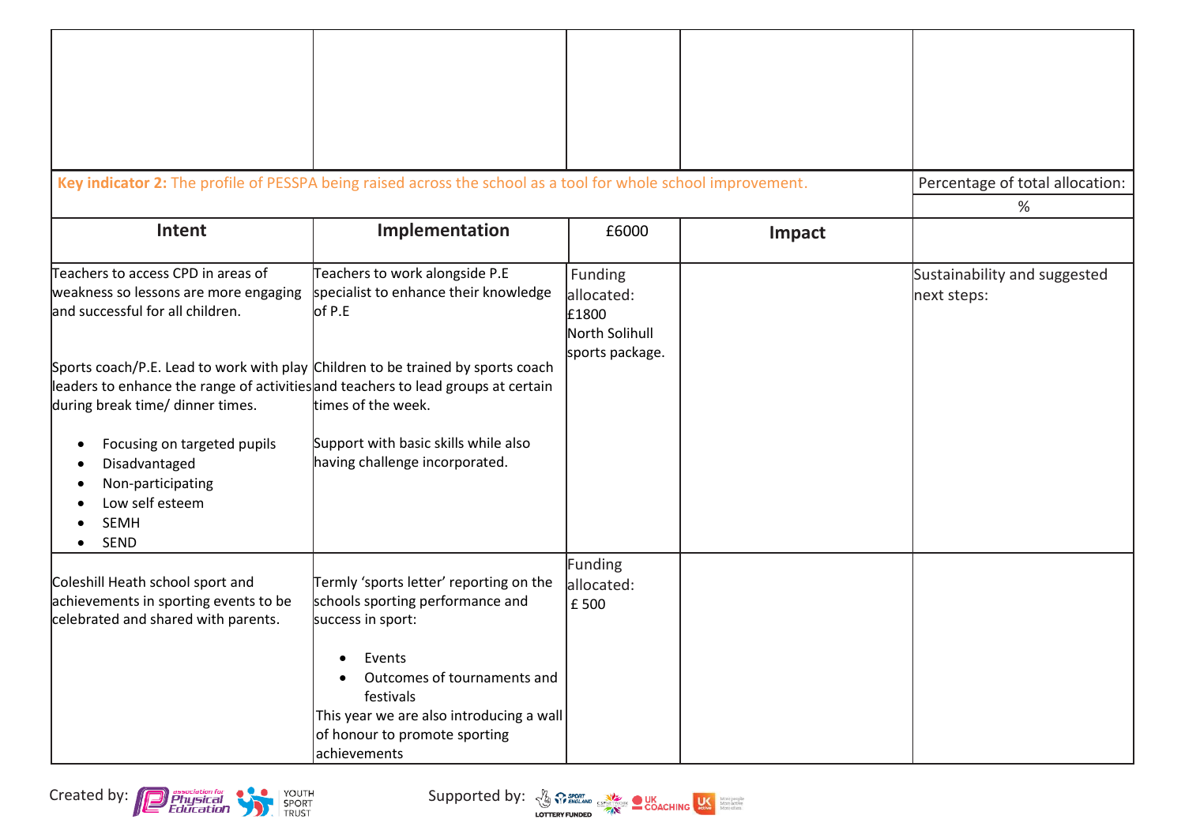| | | | | |
|---|---|---|---|---|
| | | | | |

| **Key indicator 2:** The profile of PESSPA being raised across the school as a tool for whole school improvement. | | | | Percentage of total allocation: |
|---|---|---|---|---|
| | | | | % |
| **Intent** | **Implementation** | £6000 | **Impact** | |
| Teachers to access CPD in areas of weakness so lessons are more engaging and successful for all children.<br><br>Sports coach/P.E. Lead to work with play leaders to enhance the range of activities during break time/ dinner times.<br><br>• Focusing on targeted pupils<br>• Disadvantaged<br>• Non-participating<br>• Low self esteem<br>• SEMH<br>• SEND | Teachers to work alongside P.E specialist to enhance their knowledge of P.E<br><br>Children to be trained by sports coach and teachers to lead groups at certain times of the week.<br><br>Support with basic skills while also having challenge incorporated. | Funding allocated:<br>£1800<br>North Solihull sports package. | | Sustainability and suggested next steps: |
| Coleshill Heath school sport and achievements in sporting events to be celebrated and shared with parents. | Termly 'sports letter' reporting on the schools sporting performance and success in sport:<br><br>• Events<br>• Outcomes of tournaments and festivals<br><br>This year we are also introducing a wall of honour to promote sporting achievements | Funding allocated:<br>£ 500 | | |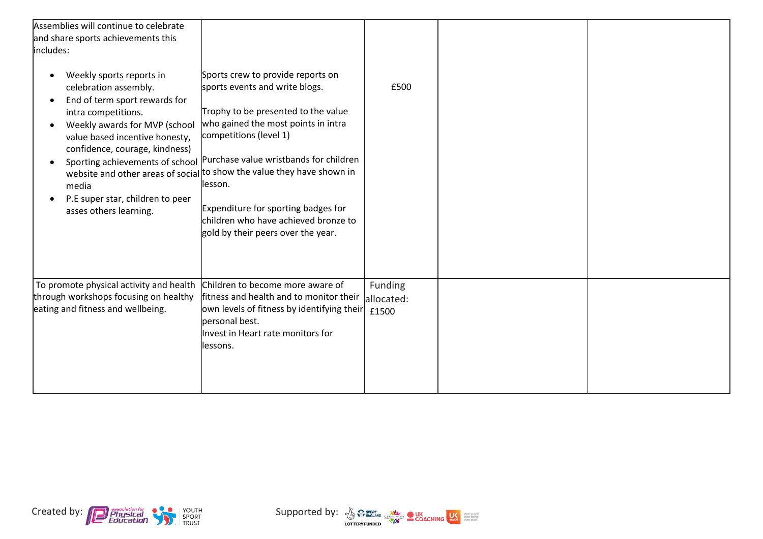| | | | | |
|---|---|---|---|---|
| Assemblies will continue to celebrate and share sports achievements this includes:<br><br>- Weekly sports reports in celebration assembly.<br>- End of term sport rewards for intra competitions.<br>- Weekly awards for MVP (school value based incentive honesty, confidence, courage, kindness)<br>- Sporting achievements of school website and other areas of social media<br>- P.E super star, children to peer asses others learning. | Sports crew to provide reports on sports events and write blogs.<br><br>Trophy to be presented to the value who gained the most points in intra competitions (level 1)<br><br>Purchase value wristbands for children to show the value they have shown in lesson.<br><br>Expenditure for sporting badges for children who have achieved bronze to gold by their peers over the year. | £500 | | |
| To promote physical activity and health through workshops focusing on healthy eating and fitness and wellbeing. | Children to become more aware of fitness and health and to monitor their own levels of fitness by identifying their personal best.<br>Invest in Heart rate monitors for lessons. | Funding allocated: £1500 | | |

Created by: Association for Physical Education, Youth Sport Trust

Supported by: Sport England, Lottery Funded, CSPN, UK Coaching, UK Active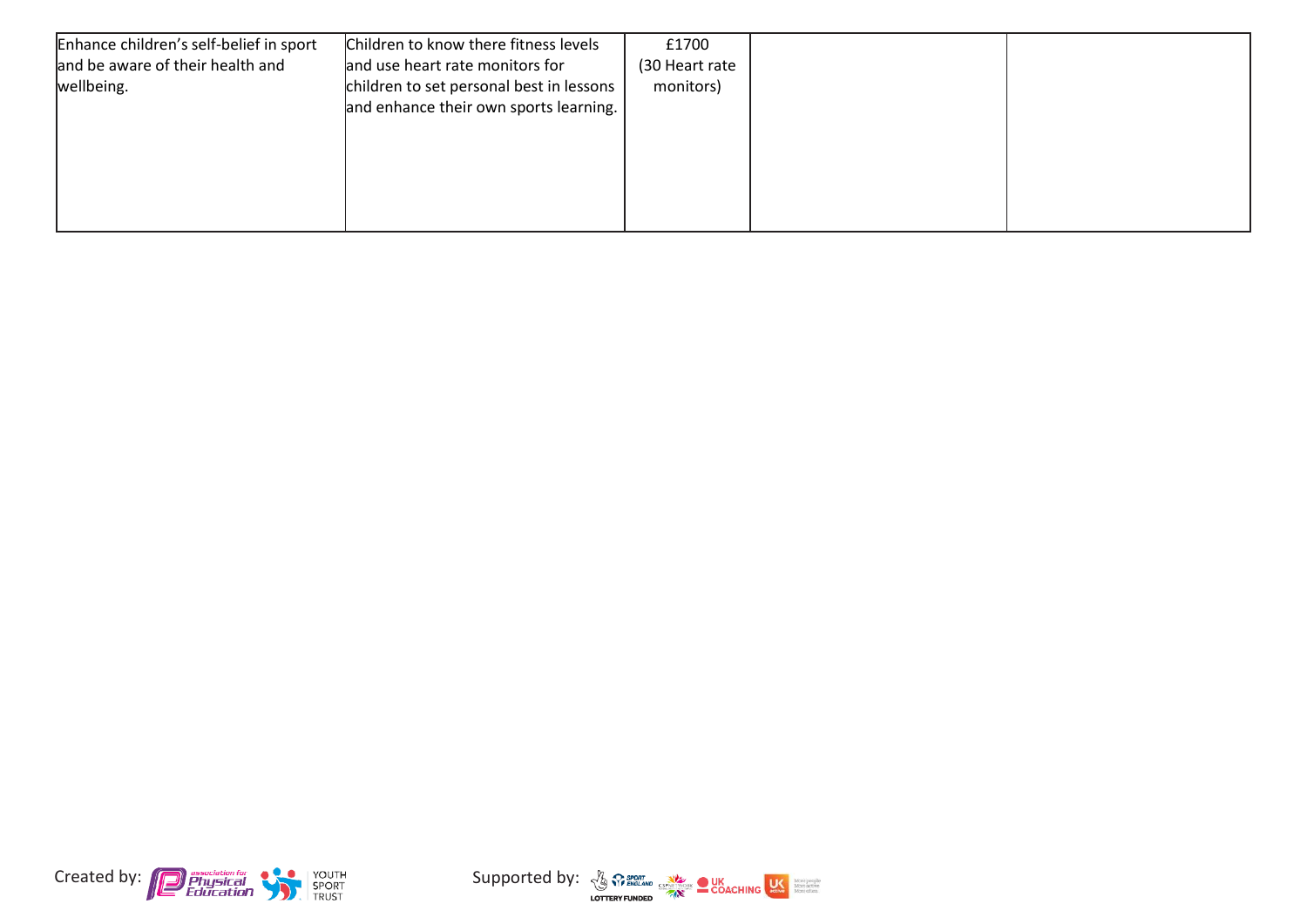| | | | | |
|---|---|---|---|---|
| Enhance children's self-belief in sport and be aware of their health and wellbeing. | Children to know there fitness levels and use heart rate monitors for children to set personal best in lessons and enhance their own sports learning. | £1700 (30 Heart rate monitors) | | |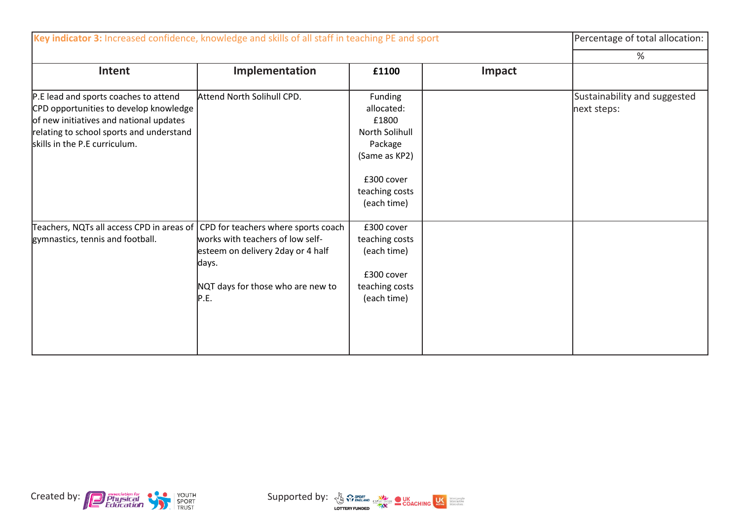| **Key indicator 3:** Increased confidence, knowledge and skills of all staff in teaching PE and sport | | | | Percentage of total allocation: |
|---|---|---|---|---|
| | | | | % |
| **Intent** | **Implementation** | **£1100** | **Impact** | |
| P.E lead and sports coaches to attend CPD opportunities to develop knowledge of new initiatives and national updates relating to school sports and understand skills in the P.E curriculum. | Attend North Solihull CPD. | Funding allocated: £1800 North Solihull Package (Same as KP2)<br><br>£300 cover teaching costs (each time) | | Sustainability and suggested next steps: |
| Teachers, NQTs all access CPD in areas of gymnastics, tennis and football. | CPD for teachers where sports coach works with teachers of low self-esteem on delivery 2day or 4 half days.<br><br>NQT days for those who are new to P.E. | £300 cover teaching costs (each time)<br><br>£300 cover teaching costs (each time) | | |

Created by: Association for Physical Education, Youth Sport Trust

Supported by: Sport England, Lottery Funded, CSPNetwork, UK Coaching, UK Active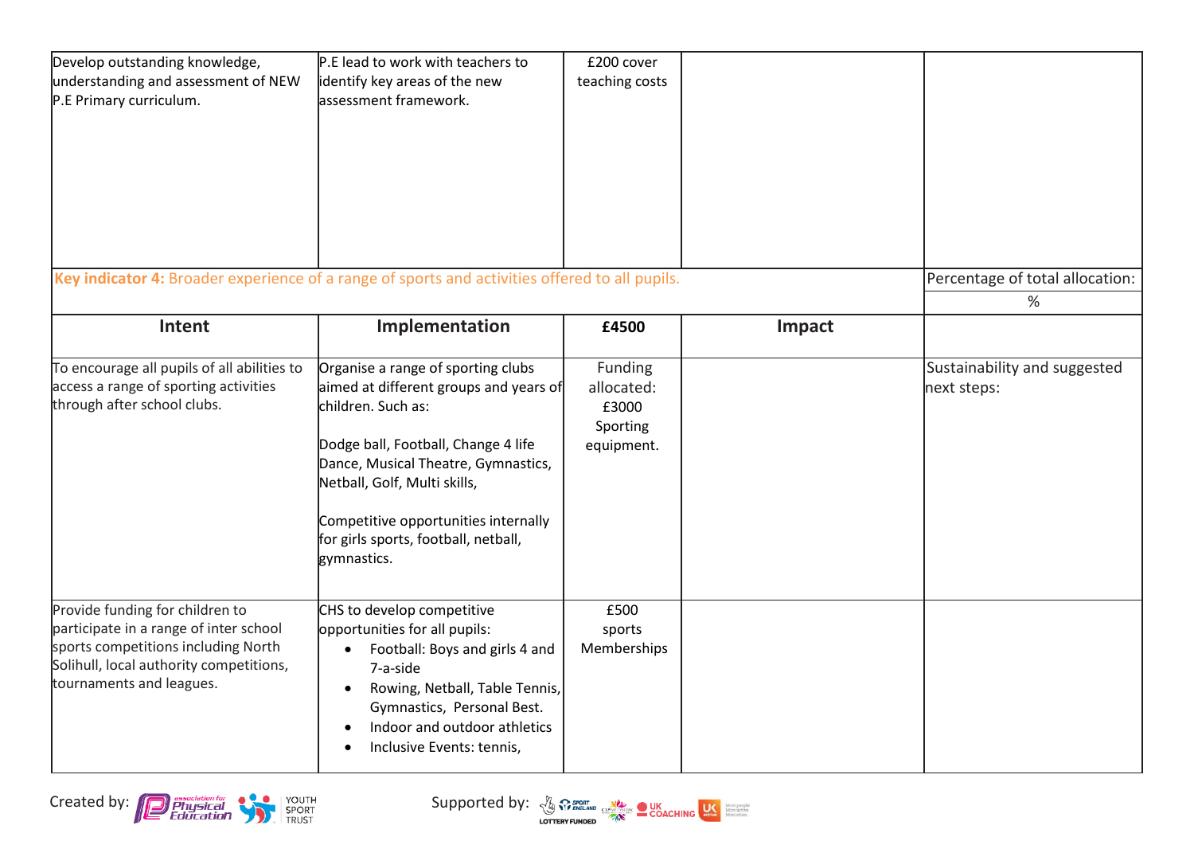| | | | | |
|---|---|---|---|---|
| Develop outstanding knowledge, understanding and assessment of NEW P.E Primary curriculum. | P.E lead to work with teachers to identify key areas of the new assessment framework. | £200 cover teaching costs | | |

| Key indicator 4: Broader experience of a range of sports and activities offered to all pupils. | | | | Percentage of total allocation: |
|---|---|---|---|---|
| | | | | % |
| **Intent** | **Implementation** | **£4500** | **Impact** | |
| To encourage all pupils of all abilities to access a range of sporting activities through after school clubs. | Organise a range of sporting clubs aimed at different groups and years of children. Such as:<br><br>Dodge ball, Football, Change 4 life Dance, Musical Theatre, Gymnastics, Netball, Golf, Multi skills,<br><br>Competitive opportunities internally for girls sports, football, netball, gymnastics. | Funding allocated: £3000 Sporting equipment. | | Sustainability and suggested next steps: |
| Provide funding for children to participate in a range of inter school sports competitions including North Solihull, local authority competitions, tournaments and leagues. | CHS to develop competitive opportunities for all pupils:<br>• Football: Boys and girls 4 and 7-a-side<br>• Rowing, Netball, Table Tennis, Gymnastics, Personal Best.<br>• Indoor and outdoor athletics<br>• Inclusive Events: tennis, | £500 sports Memberships | | |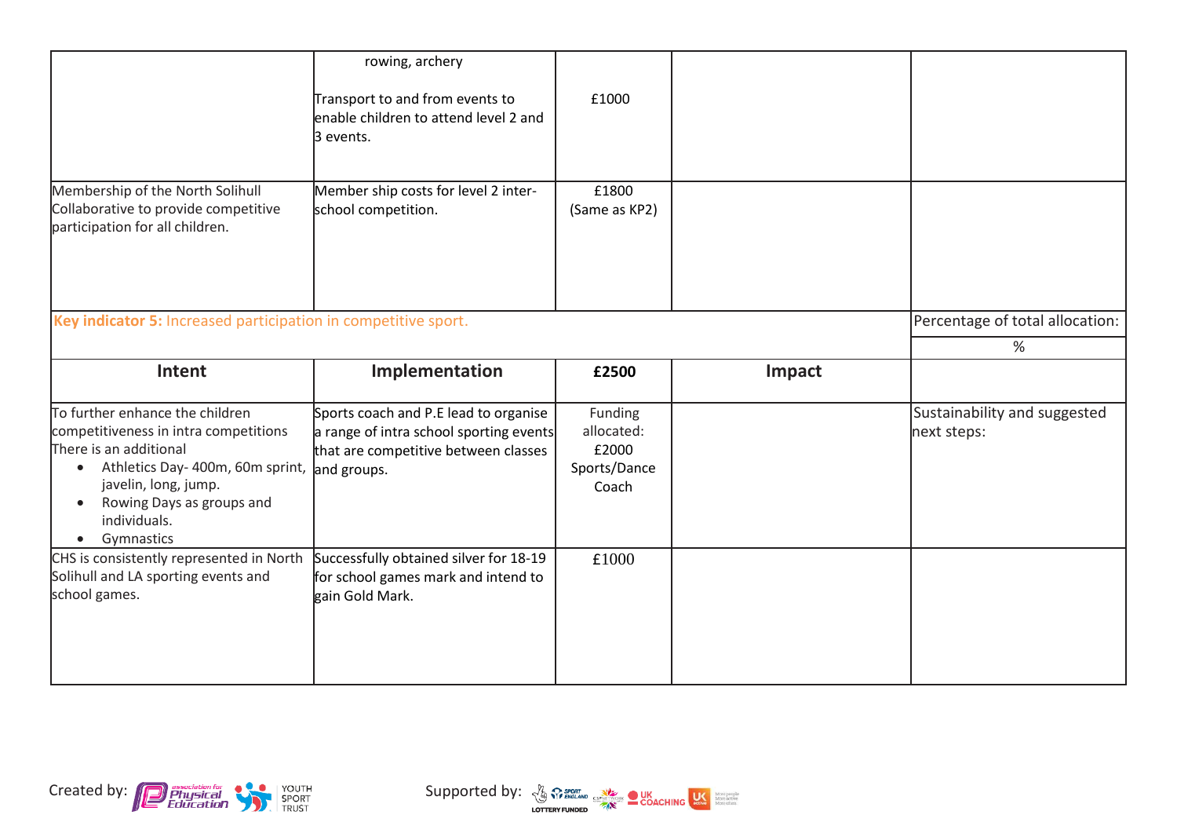| | | | | |
|---|---|---|---|---|
| | rowing, archery<br><br>Transport to and from events to enable children to attend level 2 and 3 events. | £1000 | | |
| Membership of the North Solihull Collaborative to provide competitive participation for all children. | Member ship costs for level 2 inter-school competition. | £1800 (Same as KP2) | | |

| **Key indicator 5:** Increased participation in competitive sport. | | | | Percentage of total allocation:<br>% |
|---|---|---|---|---|
| **Intent** | **Implementation** | **£2500** | **Impact** | |
| To further enhance the children competitiveness in intra competitions There is an additional<br>• Athletics Day- 400m, 60m sprint, javelin, long, jump.<br>• Rowing Days as groups and individuals.<br>• Gymnastics | Sports coach and P.E lead to organise a range of intra school sporting events that are competitive between classes and groups. | Funding allocated: £2000 Sports/Dance Coach | | Sustainability and suggested next steps: |
| CHS is consistently represented in North Solihull and LA sporting events and school games. | Successfully obtained silver for 18-19 for school games mark and intend to gain Gold Mark. | £1000 | | |

Created by: Association for Physical Education, Youth Sport Trust

Supported by: Sport England, Lottery Funded, CSPNetwork, UK Coaching, UK Active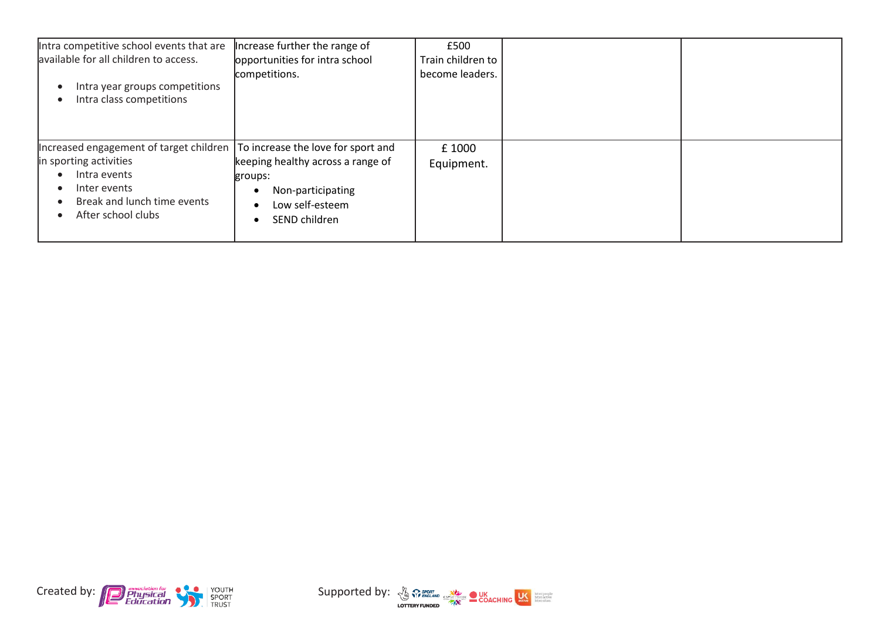| | | | | |
|---|---|---|---|---|
| Intra competitive school events that are available for all children to access.<br>• Intra year groups competitions<br>• Intra class competitions | Increase further the range of opportunities for intra school competitions. | £500<br>Train children to become leaders. | | |
| Increased engagement of target children in sporting activities<br>• Intra events<br>• Inter events<br>• Break and lunch time events<br>• After school clubs | To increase the love for sport and keeping healthy across a range of groups:<br>• Non-participating<br>• Low self-esteem<br>• SEND children | £ 1000<br>Equipment. | | |

Created by: association for Physical Education, YOUTH SPORT TRUST

Supported by: SPORT ENGLAND, LOTTERY FUNDED, CSPNETWORK, UK COACHING, UK active